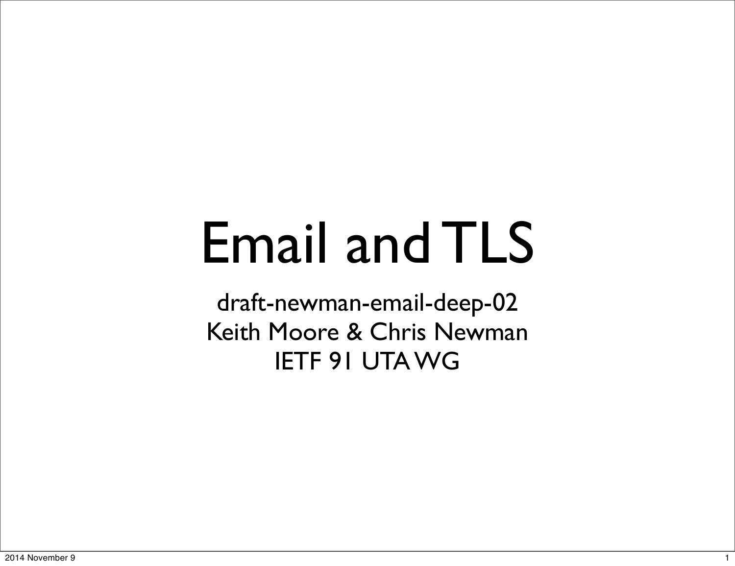# Email and TLS

draft-newman-email-deep-02
Keith Moore & Chris Newman
IETF 91 UTA WG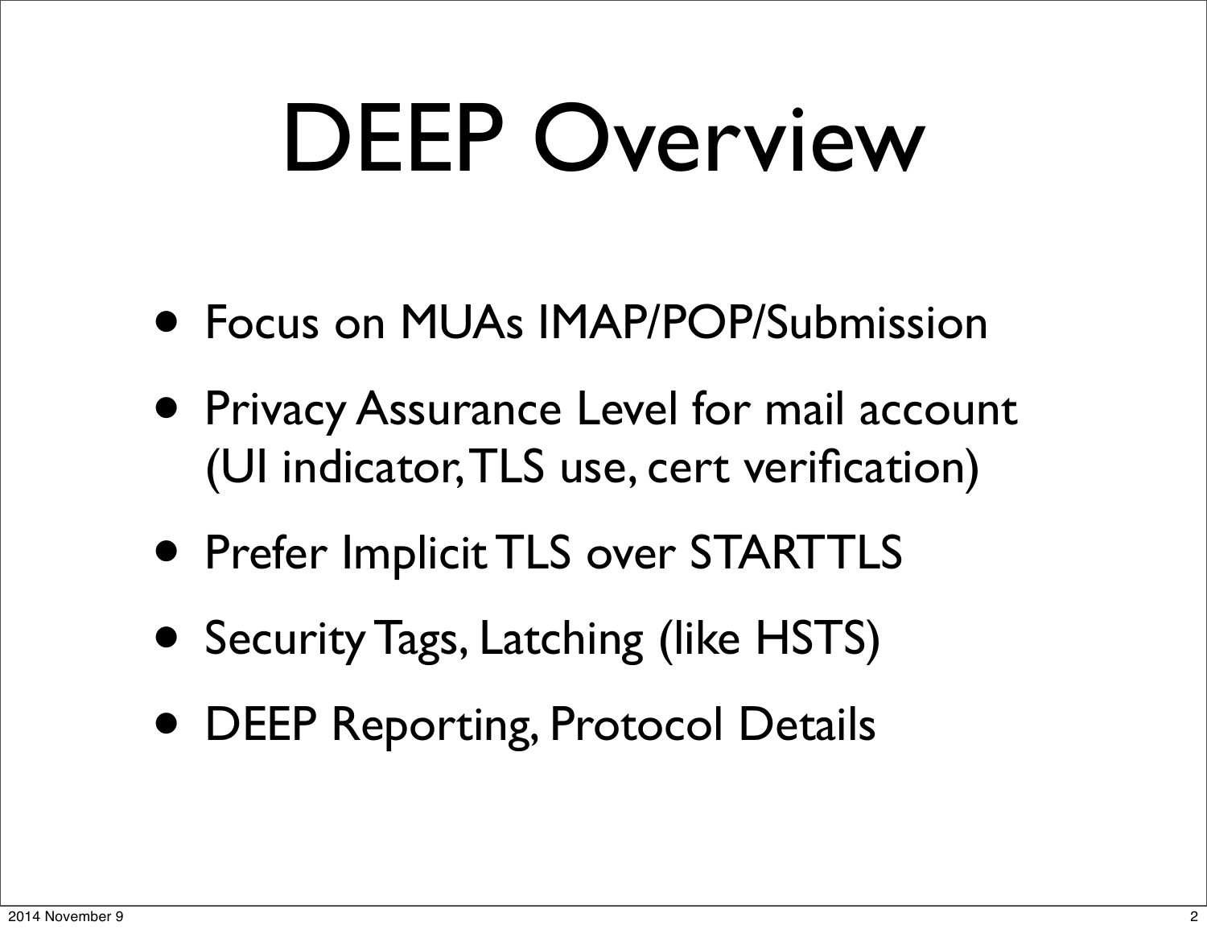# DEEP Overview

- Focus on MUAs IMAP/POP/Submission
- Privacy Assurance Level for mail account (UI indicator, TLS use, cert verification)
- Prefer Implicit TLS over STARTTLS
- Security Tags, Latching (like HSTS)
- DEEP Reporting, Protocol Details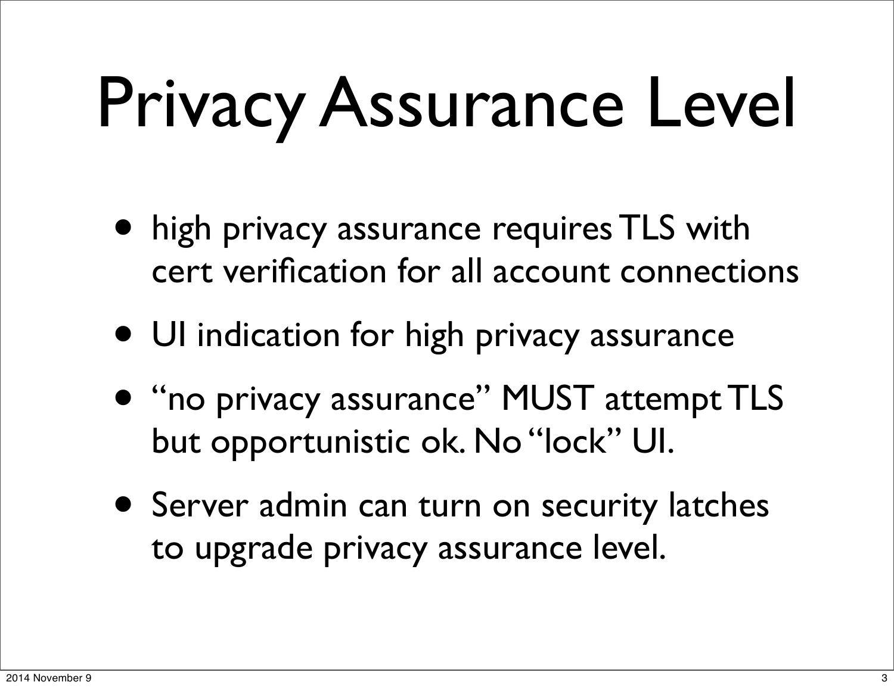# Privacy Assurance Level

- high privacy assurance requires TLS with cert verification for all account connections
- UI indication for high privacy assurance
- "no privacy assurance" MUST attempt TLS but opportunistic ok. No "lock" UI.
- Server admin can turn on security latches to upgrade privacy assurance level.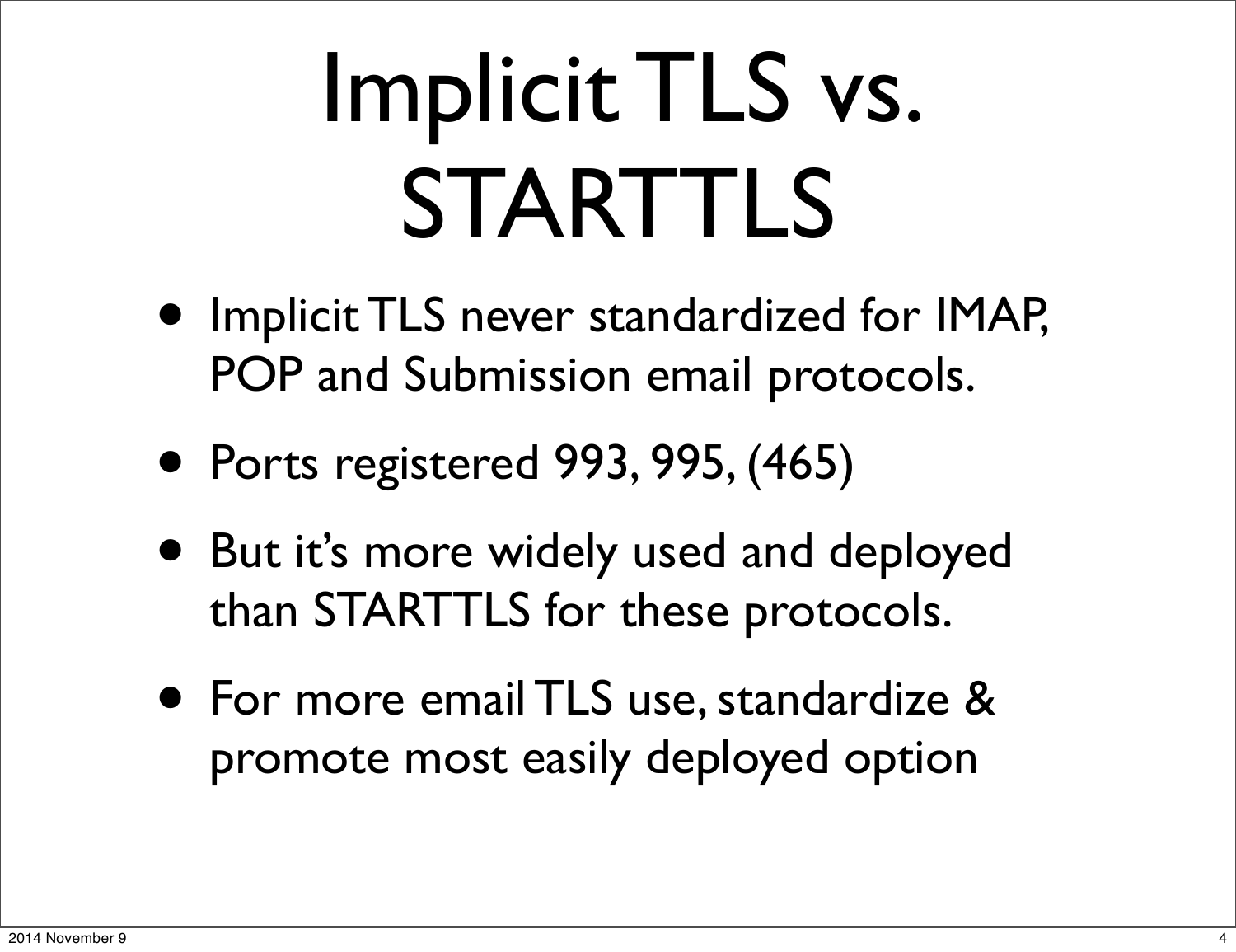# Implicit TLS vs. STARTTLS

- Implicit TLS never standardized for IMAP, POP and Submission email protocols.
- Ports registered 993, 995, (465)
- But it's more widely used and deployed than STARTTLS for these protocols.
- For more email TLS use, standardize & promote most easily deployed option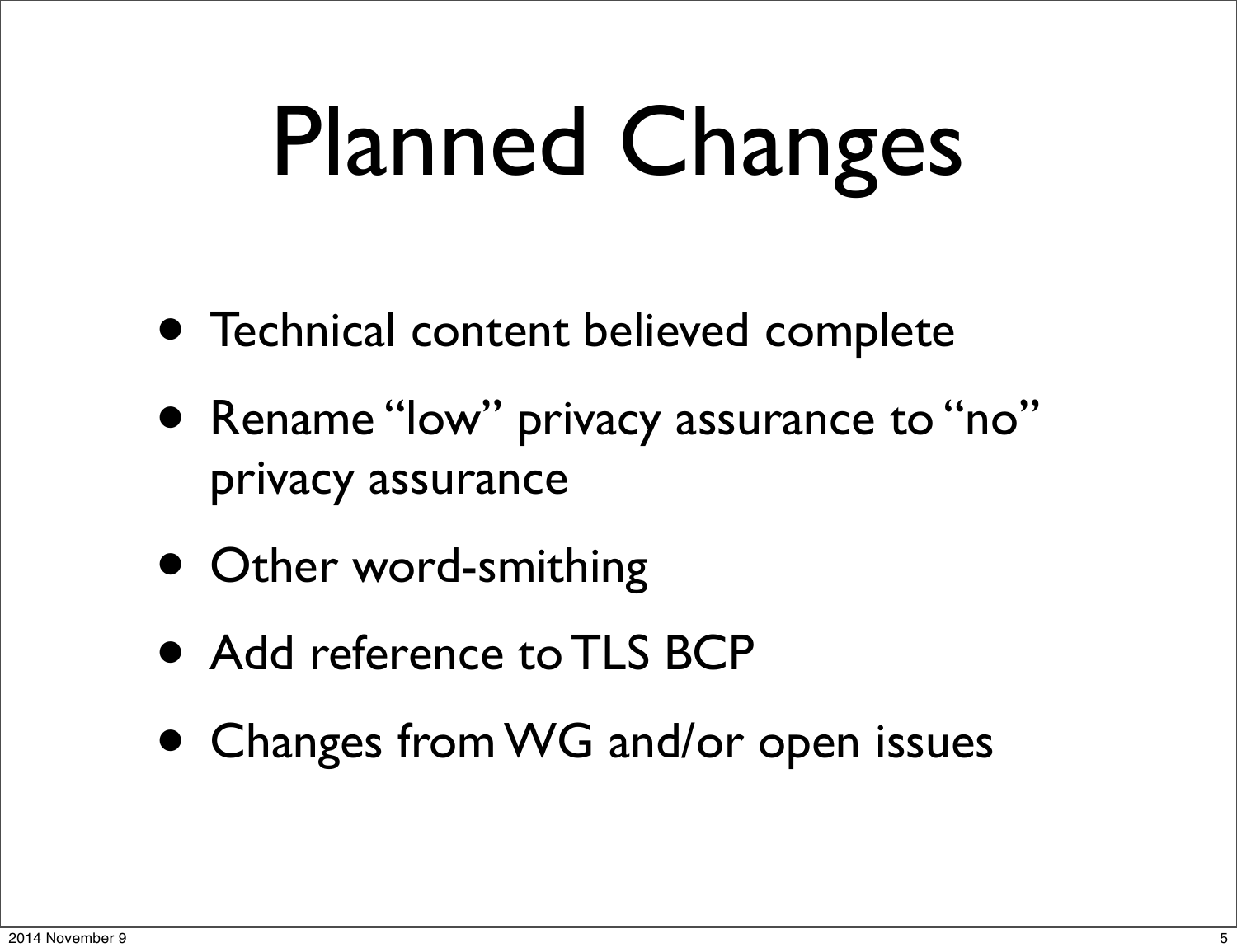# Planned Changes

- Technical content believed complete
- Rename “low” privacy assurance to “no” privacy assurance
- Other word-smithing
- Add reference to TLS BCP
- Changes from WG and/or open issues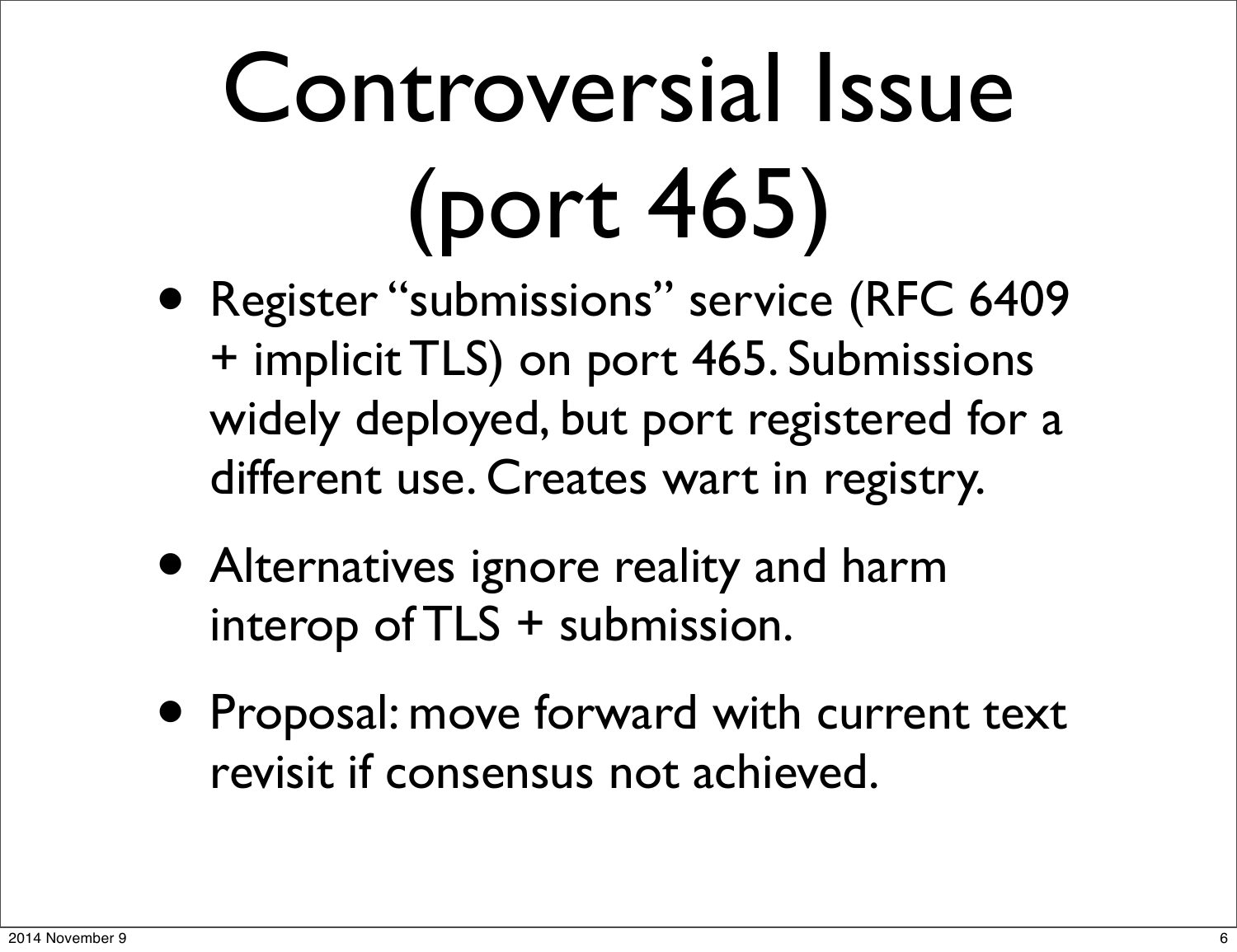# Controversial Issue (port 465)

- Register "submissions" service (RFC 6409 + implicit TLS) on port 465. Submissions widely deployed, but port registered for a different use. Creates wart in registry.
- Alternatives ignore reality and harm interop of TLS + submission.
- Proposal: move forward with current text revisit if consensus not achieved.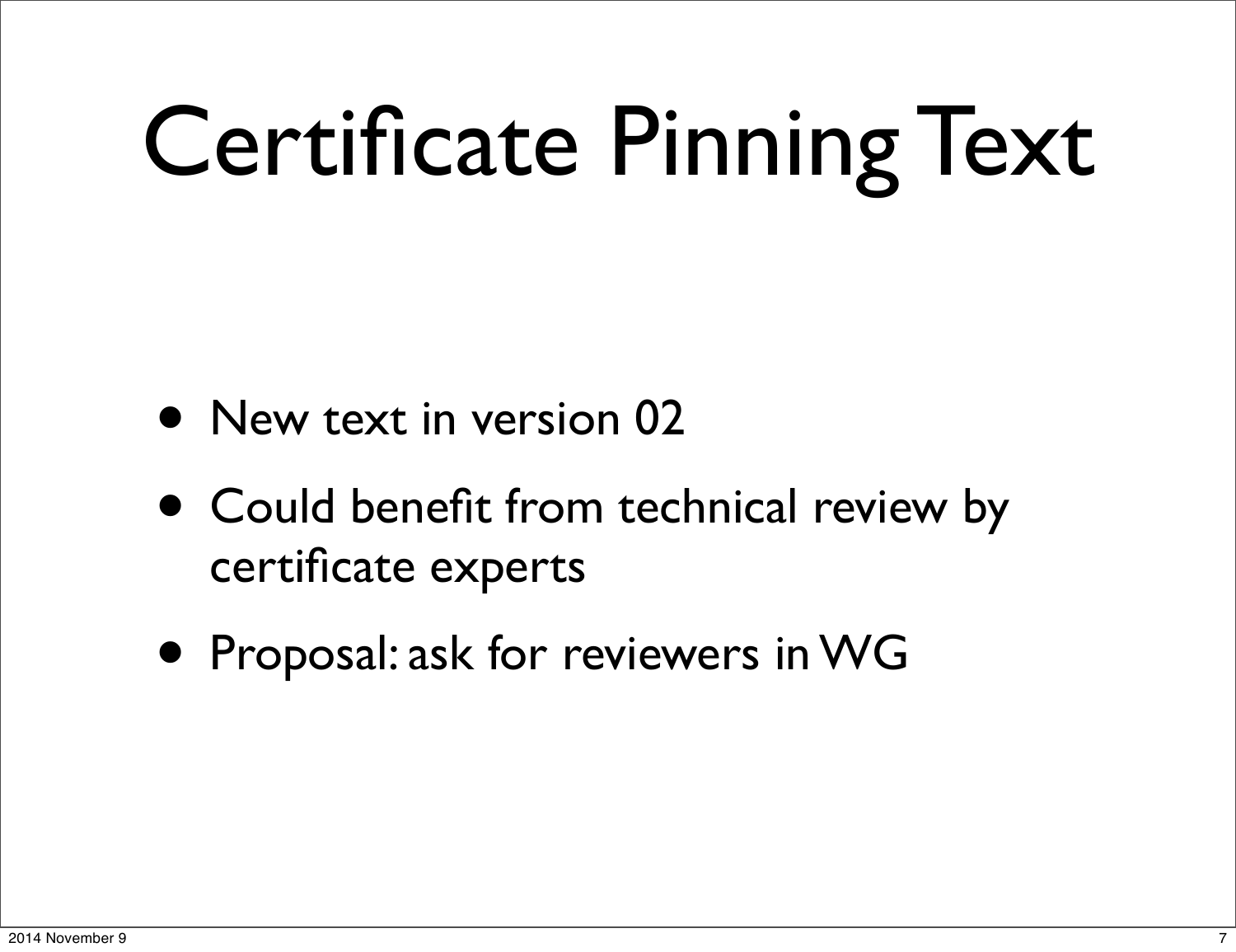# Certificate Pinning Text

- New text in version 02
- Could benefit from technical review by certificate experts
- Proposal: ask for reviewers in WG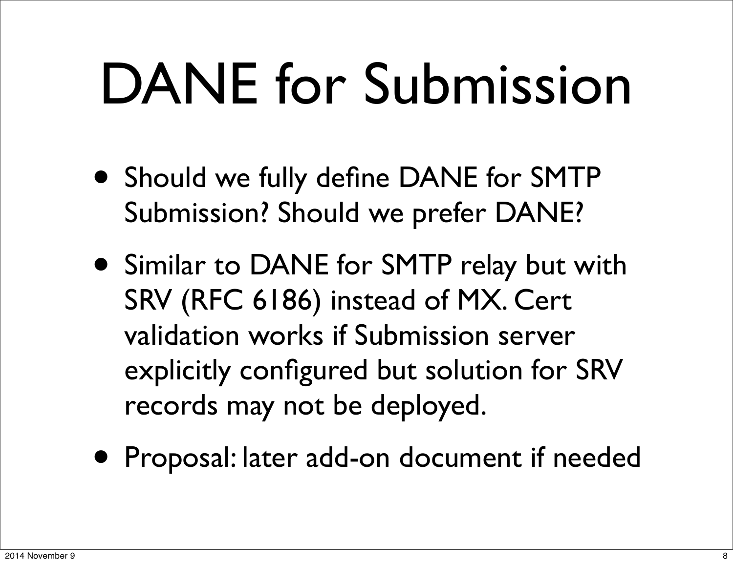# DANE for Submission

- Should we fully define DANE for SMTP Submission? Should we prefer DANE?
- Similar to DANE for SMTP relay but with SRV (RFC 6186) instead of MX. Cert validation works if Submission server explicitly configured but solution for SRV records may not be deployed.
- Proposal: later add-on document if needed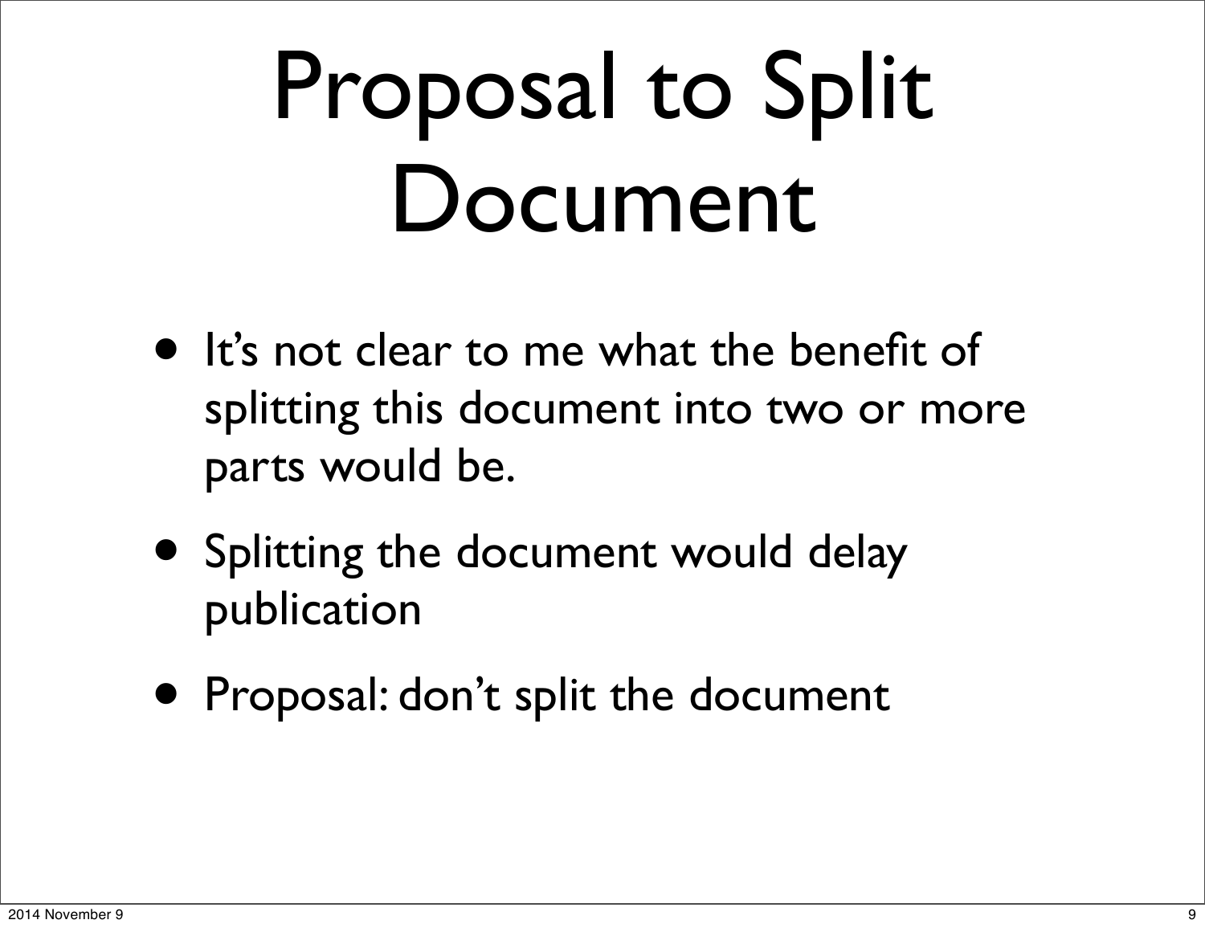# Proposal to Split Document

- It's not clear to me what the benefit of splitting this document into two or more parts would be.
- Splitting the document would delay publication
- Proposal: don't split the document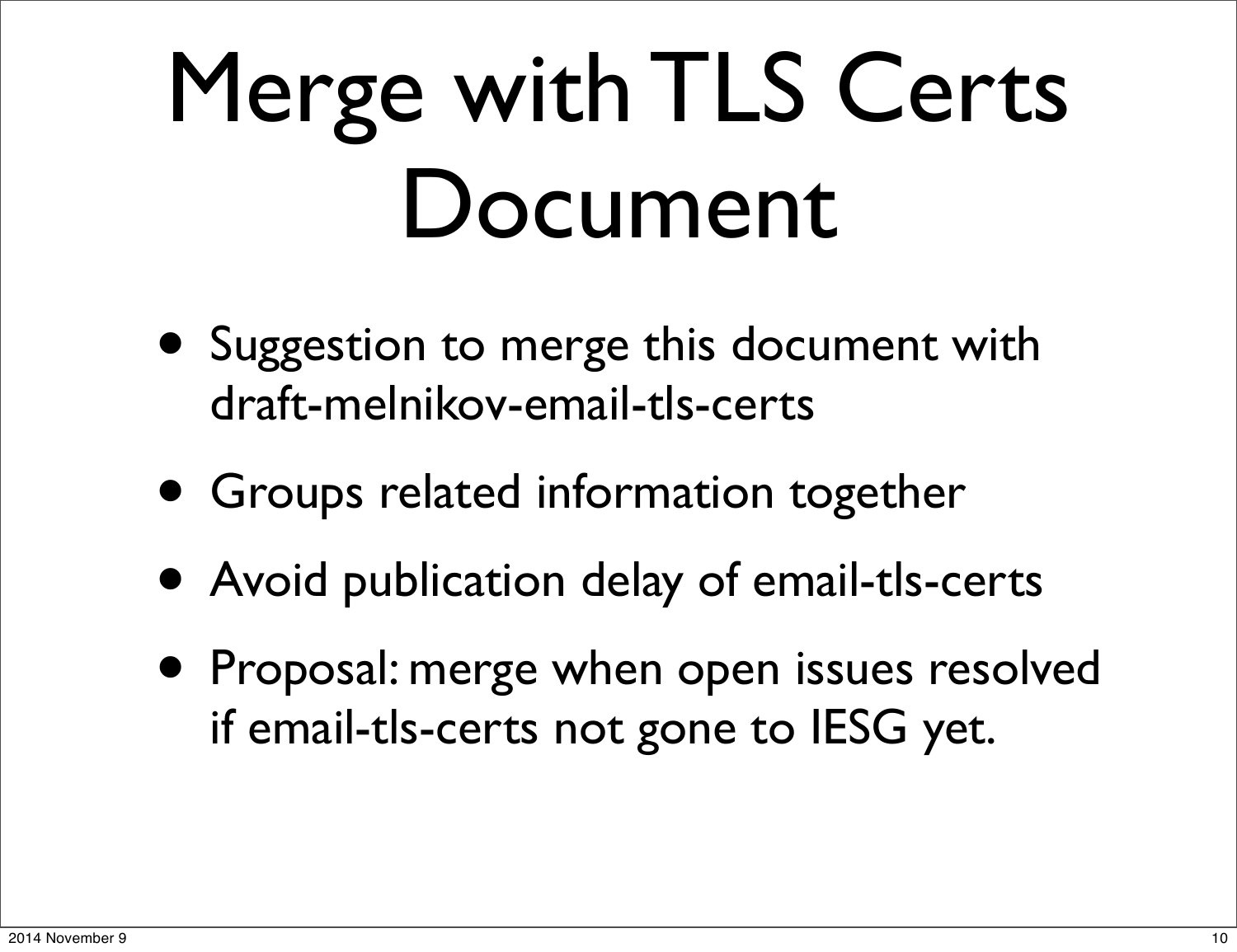# Merge with TLS Certs Document

- Suggestion to merge this document with draft-melnikov-email-tls-certs
- Groups related information together
- Avoid publication delay of email-tls-certs
- Proposal: merge when open issues resolved if email-tls-certs not gone to IESG yet.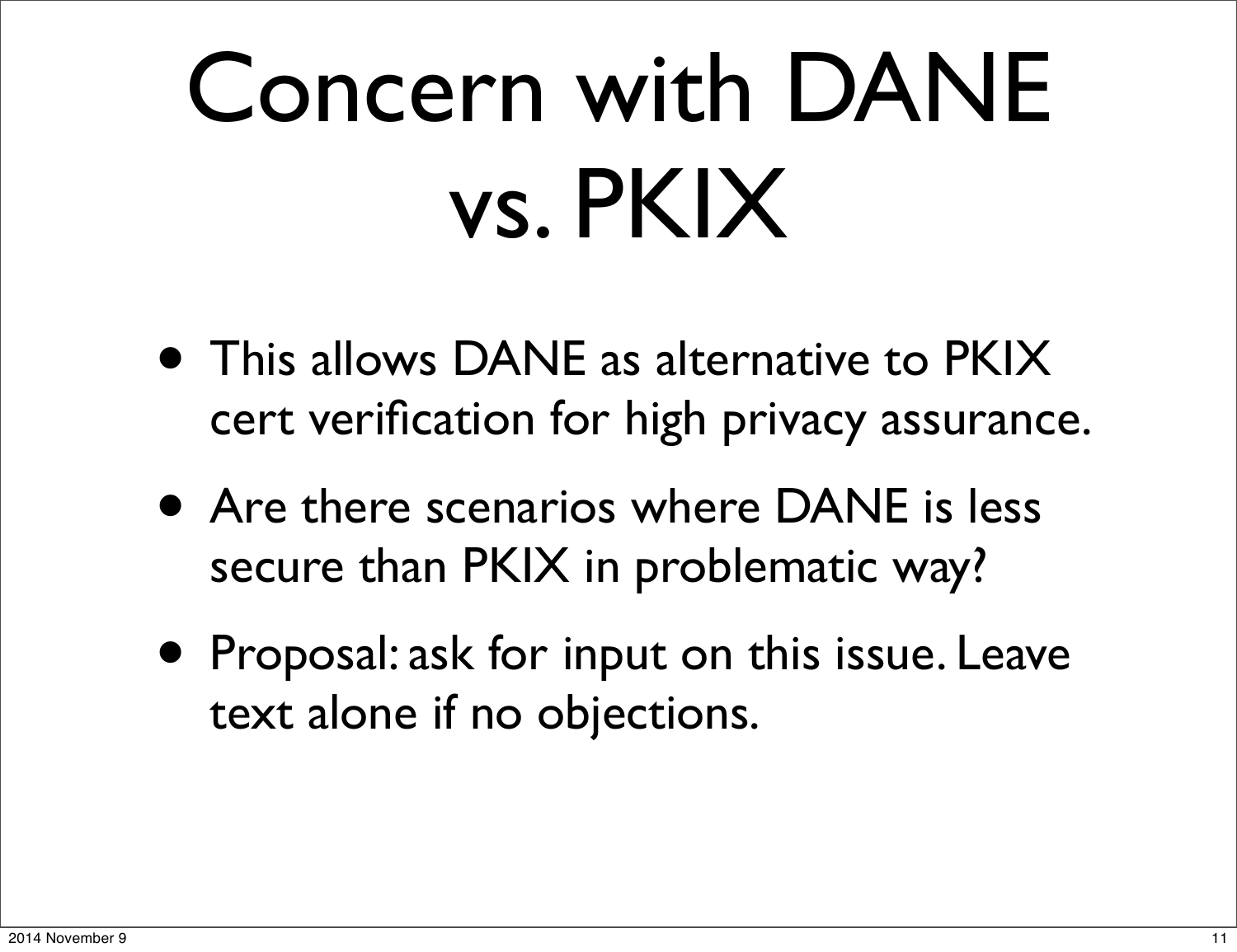# Concern with DANE vs. PKIX

- This allows DANE as alternative to PKIX cert verification for high privacy assurance.
- Are there scenarios where DANE is less secure than PKIX in problematic way?
- Proposal: ask for input on this issue. Leave text alone if no objections.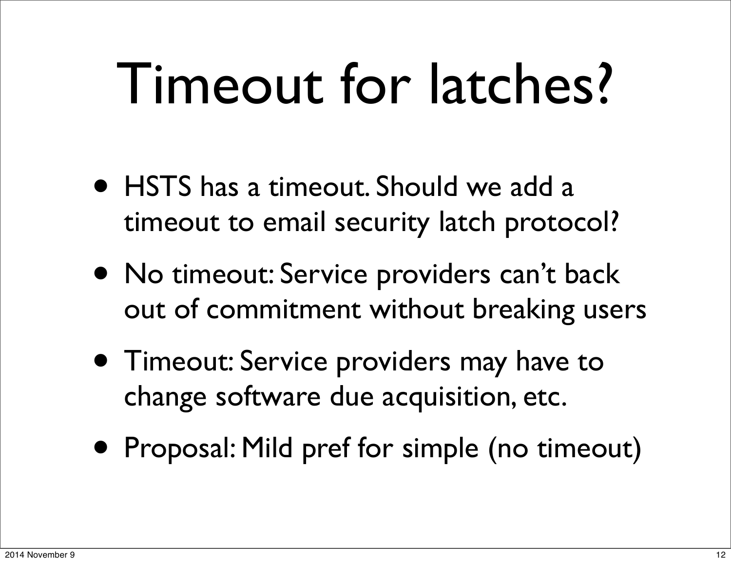# Timeout for latches?

- HSTS has a timeout. Should we add a timeout to email security latch protocol?
- No timeout: Service providers can't back out of commitment without breaking users
- Timeout: Service providers may have to change software due acquisition, etc.
- Proposal: Mild pref for simple (no timeout)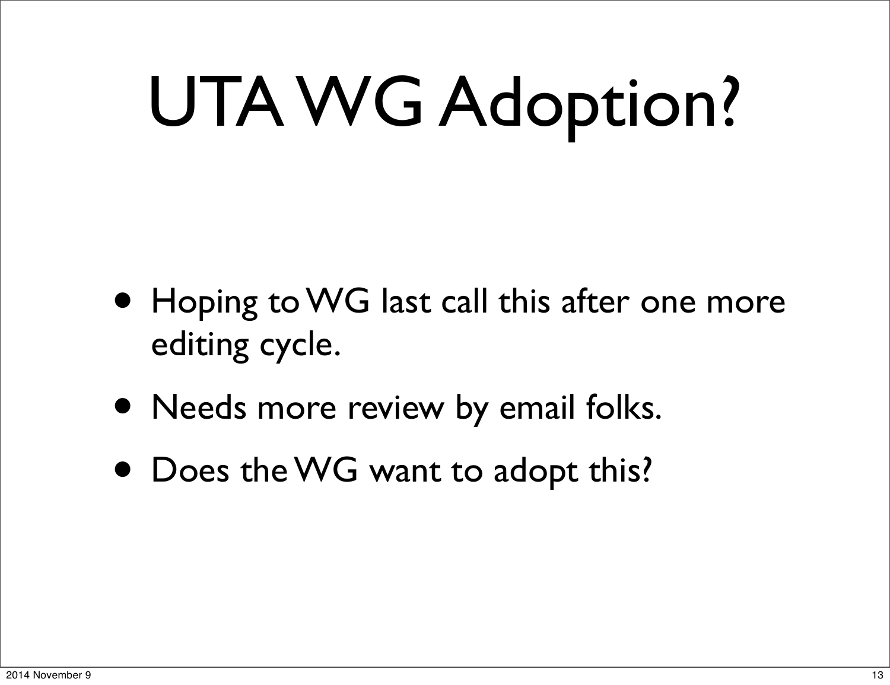# UTA WG Adoption?

- Hoping to WG last call this after one more editing cycle.
- Needs more review by email folks.
- Does the WG want to adopt this?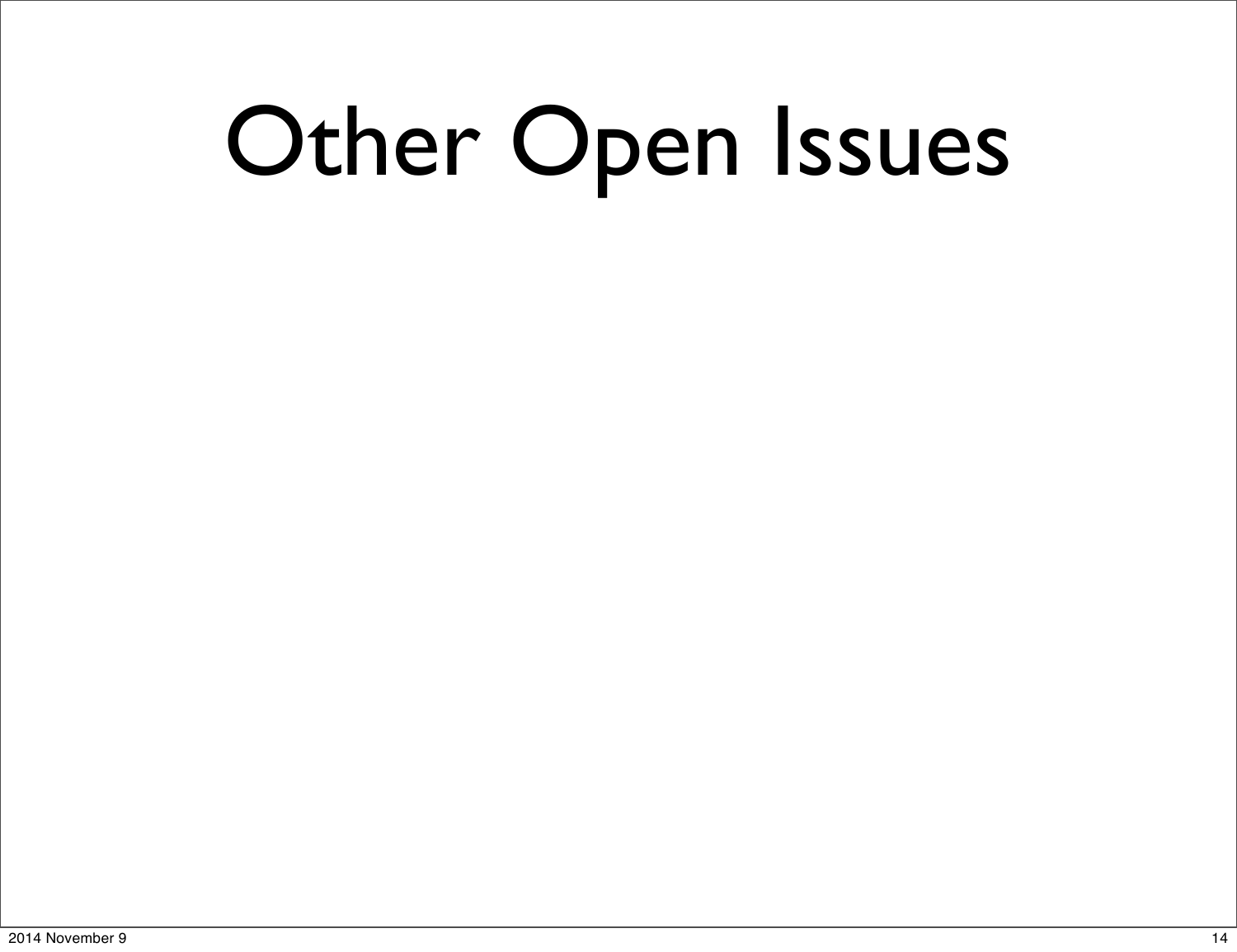# Other Open Issues